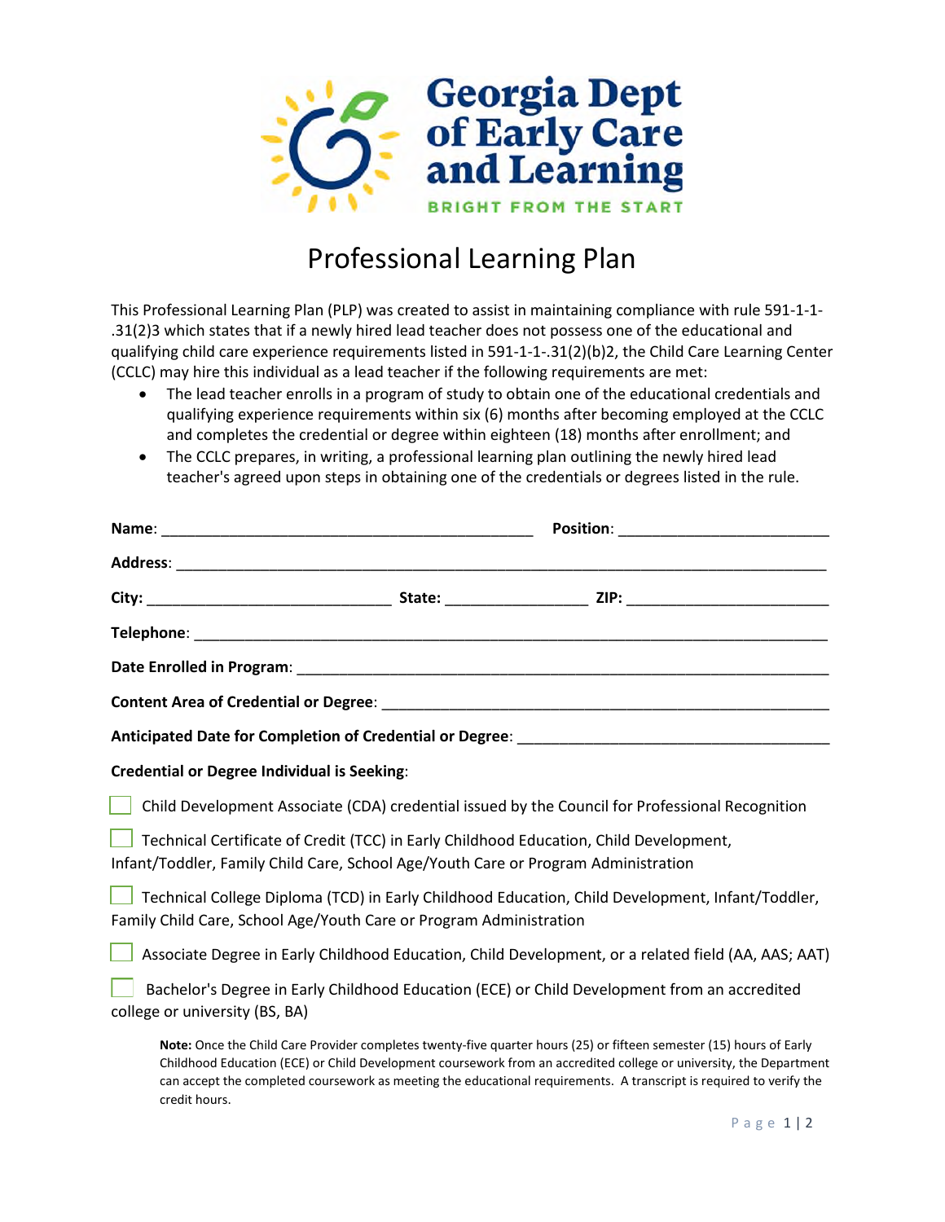Georgia Dept of Early Care and Learning

BRIGHT FROM THE START

# Professional Learning Plan

This Professional Learning Plan (PLP) was created to assist in maintaining compliance with rule 591-1-1-.31(2)3 which states that if a newly hired lead teacher does not possess one of the educational and qualifying child care experience requirements listed in 591-1-1-.31(2)(b)2, the Child Care Learning Center (CCLC) may hire this individual as a lead teacher if the following requirements are met:

- The lead teacher enrolls in a program of study to obtain one of the educational credentials and qualifying experience requirements within six (6) months after becoming employed at the CCLC and completes the credential or degree within eighteen (18) months after enrollment; and
- The CCLC prepares, in writing, a professional learning plan outlining the newly hired lead teacher's agreed upon steps in obtaining one of the credentials or degrees listed in the rule.

**Name**: ____________________________________________ **Position**: ________________________

**Address**: ____________________________________________________________________________

**City:** _____________________________ **State:** ________________ **ZIP:** ________________________

**Telephone**: __________________________________________________________________________

**Date Enrolled in Program**: ______________________________________________________________

**Content Area of Credential or Degree**: ____________________________________________________

**Anticipated Date for Completion of Credential or Degree**: _____________________________________

**Credential or Degree Individual is Seeking**:

☐ Child Development Associate (CDA) credential issued by the Council for Professional Recognition

☐ Technical Certificate of Credit (TCC) in Early Childhood Education, Child Development, Infant/Toddler, Family Child Care, School Age/Youth Care or Program Administration

☐ Technical College Diploma (TCD) in Early Childhood Education, Child Development, Infant/Toddler, Family Child Care, School Age/Youth Care or Program Administration

☐ Associate Degree in Early Childhood Education, Child Development, or a related field (AA, AAS; AAT)

☐ Bachelor's Degree in Early Childhood Education (ECE) or Child Development from an accredited college or university (BS, BA)

**Note:** Once the Child Care Provider completes twenty-five quarter hours (25) or fifteen semester (15) hours of Early Childhood Education (ECE) or Child Development coursework from an accredited college or university, the Department can accept the completed coursework as meeting the educational requirements. A transcript is required to verify the credit hours.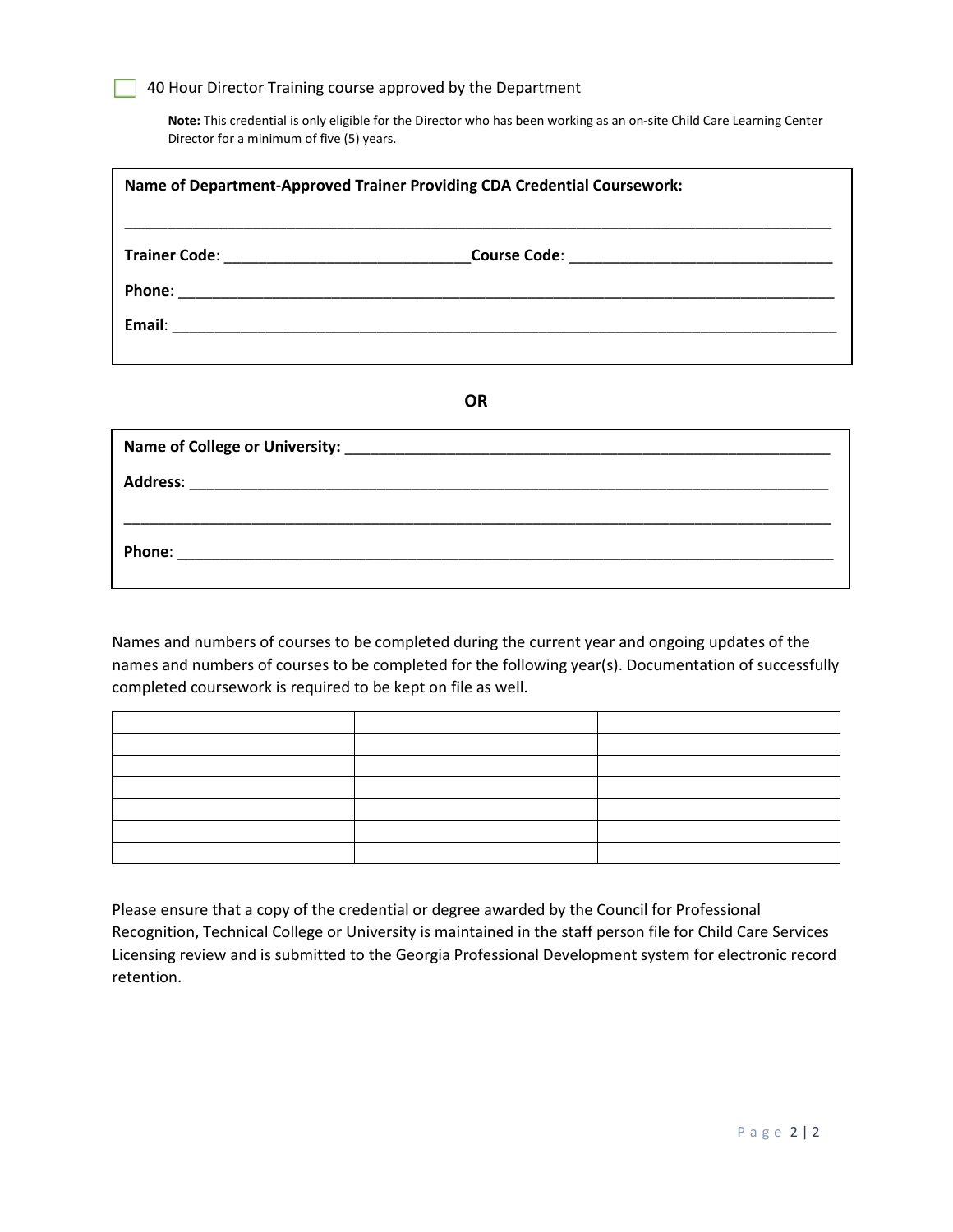☐ 40 Hour Director Training course approved by the Department

**Note:** This credential is only eligible for the Director who has been working as an on-site Child Care Learning Center Director for a minimum of five (5) years.

**Name of Department-Approved Trainer Providing CDA Credential Coursework:**

\_\_\_\_\_\_\_\_\_\_\_\_\_\_\_\_\_\_\_\_\_\_\_\_\_\_\_\_\_\_\_\_\_\_\_\_\_\_\_\_\_\_\_\_\_\_\_\_\_\_\_\_\_\_\_\_\_\_\_\_

**Trainer Code**: \_\_\_\_\_\_\_\_\_\_\_\_\_\_\_\_\_\_\_\_\_\_\_\_\_\_\_\_ **Course Code**: \_\_\_\_\_\_\_\_\_\_\_\_\_\_\_\_\_\_\_\_\_\_\_\_\_\_\_\_

**Phone**: \_\_\_\_\_\_\_\_\_\_\_\_\_\_\_\_\_\_\_\_\_\_\_\_\_\_\_\_\_\_\_\_\_\_\_\_\_\_\_\_\_\_\_\_\_\_\_\_\_\_\_\_\_\_\_\_\_\_\_\_

**Email**: \_\_\_\_\_\_\_\_\_\_\_\_\_\_\_\_\_\_\_\_\_\_\_\_\_\_\_\_\_\_\_\_\_\_\_\_\_\_\_\_\_\_\_\_\_\_\_\_\_\_\_\_\_\_\_\_\_\_\_\_

**OR**

**Name of College or University:** \_\_\_\_\_\_\_\_\_\_\_\_\_\_\_\_\_\_\_\_\_\_\_\_\_\_\_\_\_\_\_\_\_\_\_\_\_\_\_\_\_\_\_\_

**Address**: \_\_\_\_\_\_\_\_\_\_\_\_\_\_\_\_\_\_\_\_\_\_\_\_\_\_\_\_\_\_\_\_\_\_\_\_\_\_\_\_\_\_\_\_\_\_\_\_\_\_\_\_\_\_\_\_\_\_\_\_

\_\_\_\_\_\_\_\_\_\_\_\_\_\_\_\_\_\_\_\_\_\_\_\_\_\_\_\_\_\_\_\_\_\_\_\_\_\_\_\_\_\_\_\_\_\_\_\_\_\_\_\_\_\_\_\_\_\_\_\_

**Phone**: \_\_\_\_\_\_\_\_\_\_\_\_\_\_\_\_\_\_\_\_\_\_\_\_\_\_\_\_\_\_\_\_\_\_\_\_\_\_\_\_\_\_\_\_\_\_\_\_\_\_\_\_\_\_\_\_\_\_\_\_

Names and numbers of courses to be completed during the current year and ongoing updates of the names and numbers of courses to be completed for the following year(s). Documentation of successfully completed coursework is required to be kept on file as well.

| | | |
|---|---|---|
| | | |
| | | |
| | | |
| | | |
| | | |
| | | |

Please ensure that a copy of the credential or degree awarded by the Council for Professional Recognition, Technical College or University is maintained in the staff person file for Child Care Services Licensing review and is submitted to the Georgia Professional Development system for electronic record retention.